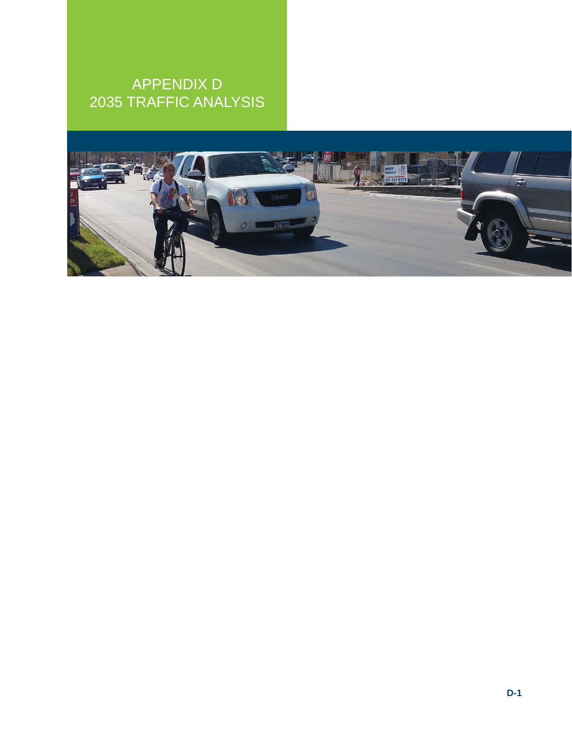# APPENDIX D
# 2035 TRAFFIC ANALYSIS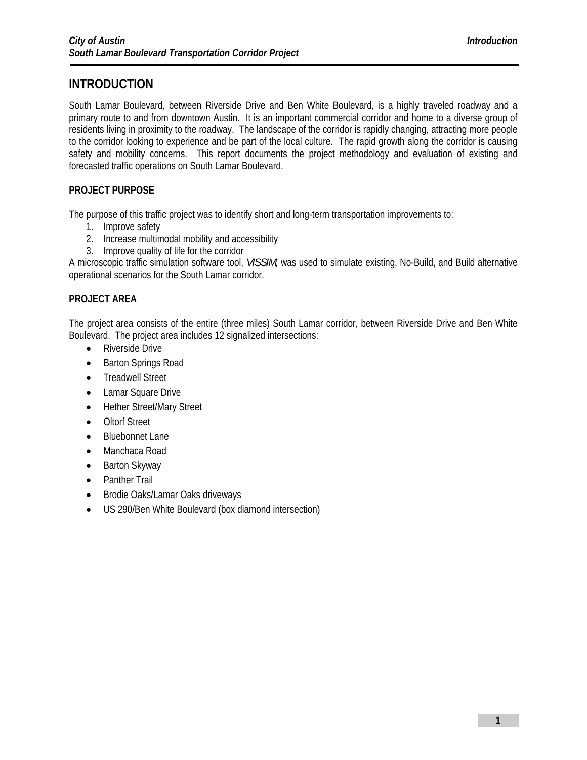# INTRODUCTION

South Lamar Boulevard, between Riverside Drive and Ben White Boulevard, is a highly traveled roadway and a primary route to and from downtown Austin. It is an important commercial corridor and home to a diverse group of residents living in proximity to the roadway. The landscape of the corridor is rapidly changing, attracting more people to the corridor looking to experience and be part of the local culture. The rapid growth along the corridor is causing safety and mobility concerns. This report documents the project methodology and evaluation of existing and forecasted traffic operations on South Lamar Boulevard.

## PROJECT PURPOSE

The purpose of this traffic project was to identify short and long-term transportation improvements to:

1. Improve safety
2. Increase multimodal mobility and accessibility
3. Improve quality of life for the corridor

A microscopic traffic simulation software tool, *VISSIM*, was used to simulate existing, No-Build, and Build alternative operational scenarios for the South Lamar corridor.

## PROJECT AREA

The project area consists of the entire (three miles) South Lamar corridor, between Riverside Drive and Ben White Boulevard. The project area includes 12 signalized intersections:

- Riverside Drive
- Barton Springs Road
- Treadwell Street
- Lamar Square Drive
- Hether Street/Mary Street
- Oltorf Street
- Bluebonnet Lane
- Manchaca Road
- Barton Skyway
- Panther Trail
- Brodie Oaks/Lamar Oaks driveways
- US 290/Ben White Boulevard (box diamond intersection)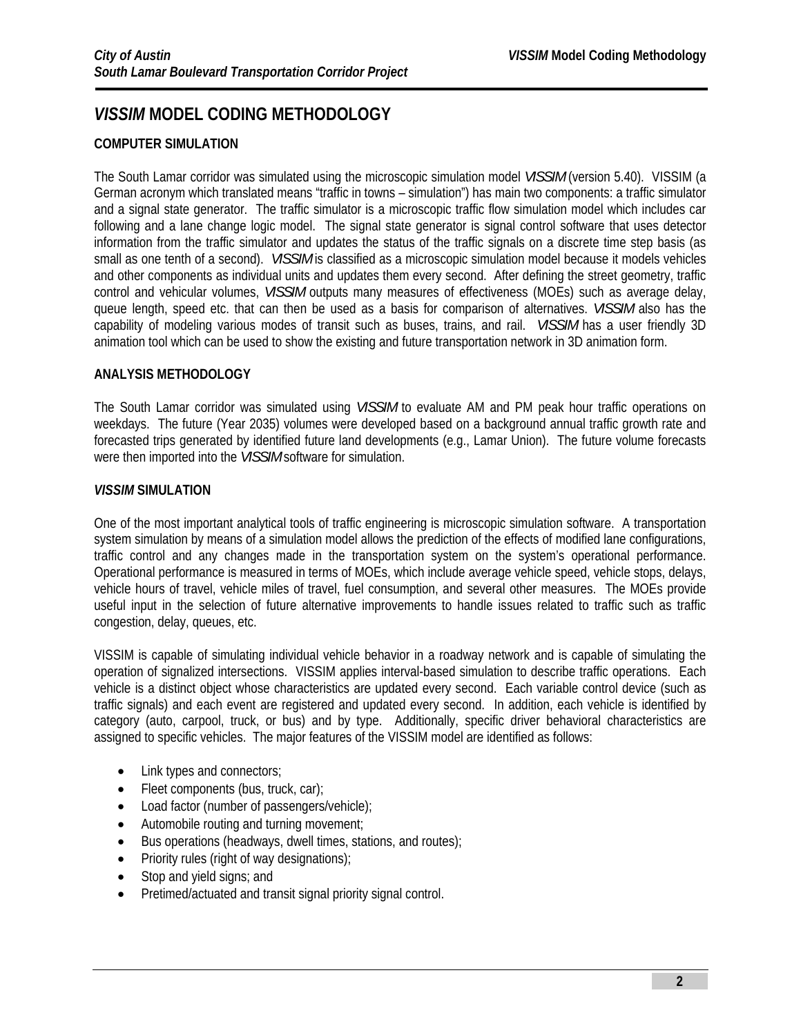# *VISSIM* MODEL CODING METHODOLOGY

## COMPUTER SIMULATION

The South Lamar corridor was simulated using the microscopic simulation model *VISSIM* (version 5.40). VISSIM (a German acronym which translated means "traffic in towns – simulation") has main two components: a traffic simulator and a signal state generator. The traffic simulator is a microscopic traffic flow simulation model which includes car following and a lane change logic model. The signal state generator is signal control software that uses detector information from the traffic simulator and updates the status of the traffic signals on a discrete time step basis (as small as one tenth of a second). *VISSIM* is classified as a microscopic simulation model because it models vehicles and other components as individual units and updates them every second. After defining the street geometry, traffic control and vehicular volumes, *VISSIM* outputs many measures of effectiveness (MOEs) such as average delay, queue length, speed etc. that can then be used as a basis for comparison of alternatives. *VISSIM* also has the capability of modeling various modes of transit such as buses, trains, and rail. *VISSIM* has a user friendly 3D animation tool which can be used to show the existing and future transportation network in 3D animation form.

## ANALYSIS METHODOLOGY

The South Lamar corridor was simulated using *VISSIM* to evaluate AM and PM peak hour traffic operations on weekdays. The future (Year 2035) volumes were developed based on a background annual traffic growth rate and forecasted trips generated by identified future land developments (e.g., Lamar Union). The future volume forecasts were then imported into the *VISSIM* software for simulation.

## *VISSIM* SIMULATION

One of the most important analytical tools of traffic engineering is microscopic simulation software. A transportation system simulation by means of a simulation model allows the prediction of the effects of modified lane configurations, traffic control and any changes made in the transportation system on the system's operational performance. Operational performance is measured in terms of MOEs, which include average vehicle speed, vehicle stops, delays, vehicle hours of travel, vehicle miles of travel, fuel consumption, and several other measures. The MOEs provide useful input in the selection of future alternative improvements to handle issues related to traffic such as traffic congestion, delay, queues, etc.

VISSIM is capable of simulating individual vehicle behavior in a roadway network and is capable of simulating the operation of signalized intersections. VISSIM applies interval-based simulation to describe traffic operations. Each vehicle is a distinct object whose characteristics are updated every second. Each variable control device (such as traffic signals) and each event are registered and updated every second. In addition, each vehicle is identified by category (auto, carpool, truck, or bus) and by type. Additionally, specific driver behavioral characteristics are assigned to specific vehicles. The major features of the VISSIM model are identified as follows:

- Link types and connectors;
- Fleet components (bus, truck, car);
- Load factor (number of passengers/vehicle);
- Automobile routing and turning movement;
- Bus operations (headways, dwell times, stations, and routes);
- Priority rules (right of way designations);
- Stop and yield signs; and
- Pretimed/actuated and transit signal priority signal control.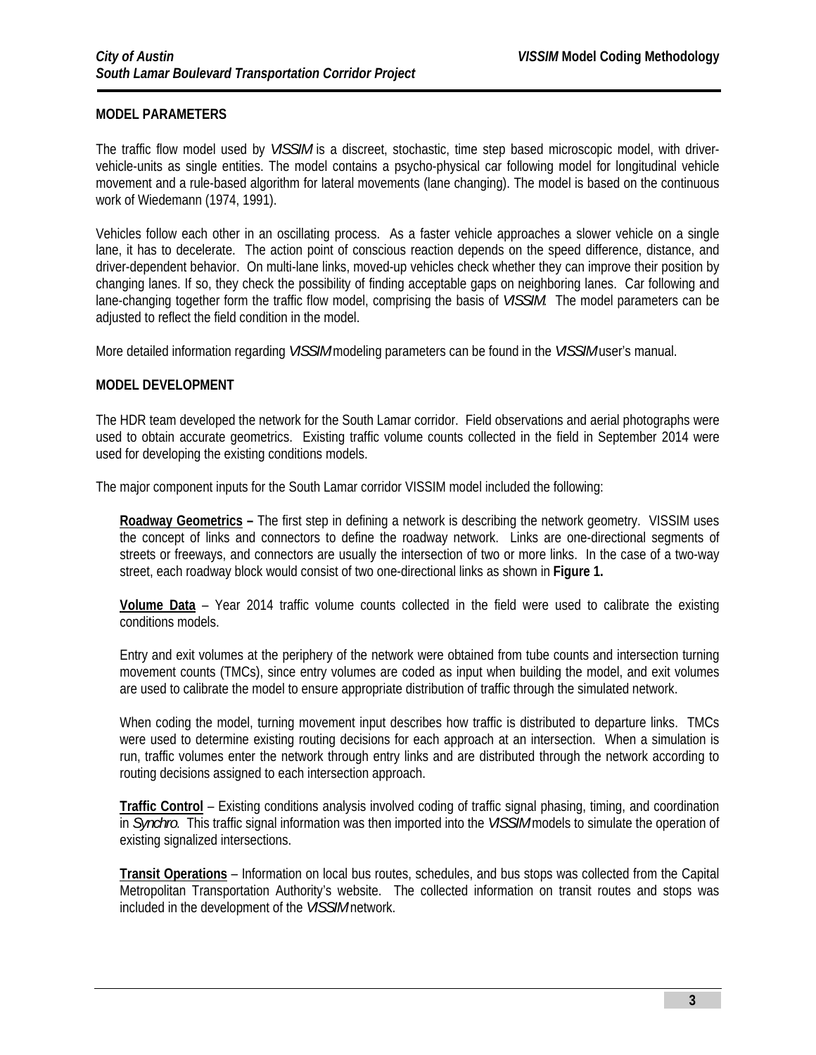## MODEL PARAMETERS

The traffic flow model used by *VISSIM* is a discreet, stochastic, time step based microscopic model, with driver-vehicle-units as single entities. The model contains a psycho-physical car following model for longitudinal vehicle movement and a rule-based algorithm for lateral movements (lane changing). The model is based on the continuous work of Wiedemann (1974, 1991).

Vehicles follow each other in an oscillating process. As a faster vehicle approaches a slower vehicle on a single lane, it has to decelerate. The action point of conscious reaction depends on the speed difference, distance, and driver-dependent behavior. On multi-lane links, moved-up vehicles check whether they can improve their position by changing lanes. If so, they check the possibility of finding acceptable gaps on neighboring lanes. Car following and lane-changing together form the traffic flow model, comprising the basis of *VISSIM*. The model parameters can be adjusted to reflect the field condition in the model.

More detailed information regarding *VISSIM* modeling parameters can be found in the *VISSIM* user's manual.

## MODEL DEVELOPMENT

The HDR team developed the network for the South Lamar corridor. Field observations and aerial photographs were used to obtain accurate geometrics. Existing traffic volume counts collected in the field in September 2014 were used for developing the existing conditions models.

The major component inputs for the South Lamar corridor VISSIM model included the following:

**Roadway Geometrics –** The first step in defining a network is describing the network geometry. VISSIM uses the concept of links and connectors to define the roadway network. Links are one-directional segments of streets or freeways, and connectors are usually the intersection of two or more links. In the case of a two-way street, each roadway block would consist of two one-directional links as shown in **Figure 1.**

**Volume Data** – Year 2014 traffic volume counts collected in the field were used to calibrate the existing conditions models.

Entry and exit volumes at the periphery of the network were obtained from tube counts and intersection turning movement counts (TMCs), since entry volumes are coded as input when building the model, and exit volumes are used to calibrate the model to ensure appropriate distribution of traffic through the simulated network.

When coding the model, turning movement input describes how traffic is distributed to departure links. TMCs were used to determine existing routing decisions for each approach at an intersection. When a simulation is run, traffic volumes enter the network through entry links and are distributed through the network according to routing decisions assigned to each intersection approach.

**Traffic Control** – Existing conditions analysis involved coding of traffic signal phasing, timing, and coordination in *Synchro*. This traffic signal information was then imported into the *VISSIM* models to simulate the operation of existing signalized intersections.

**Transit Operations** – Information on local bus routes, schedules, and bus stops was collected from the Capital Metropolitan Transportation Authority's website. The collected information on transit routes and stops was included in the development of the *VISSIM* network.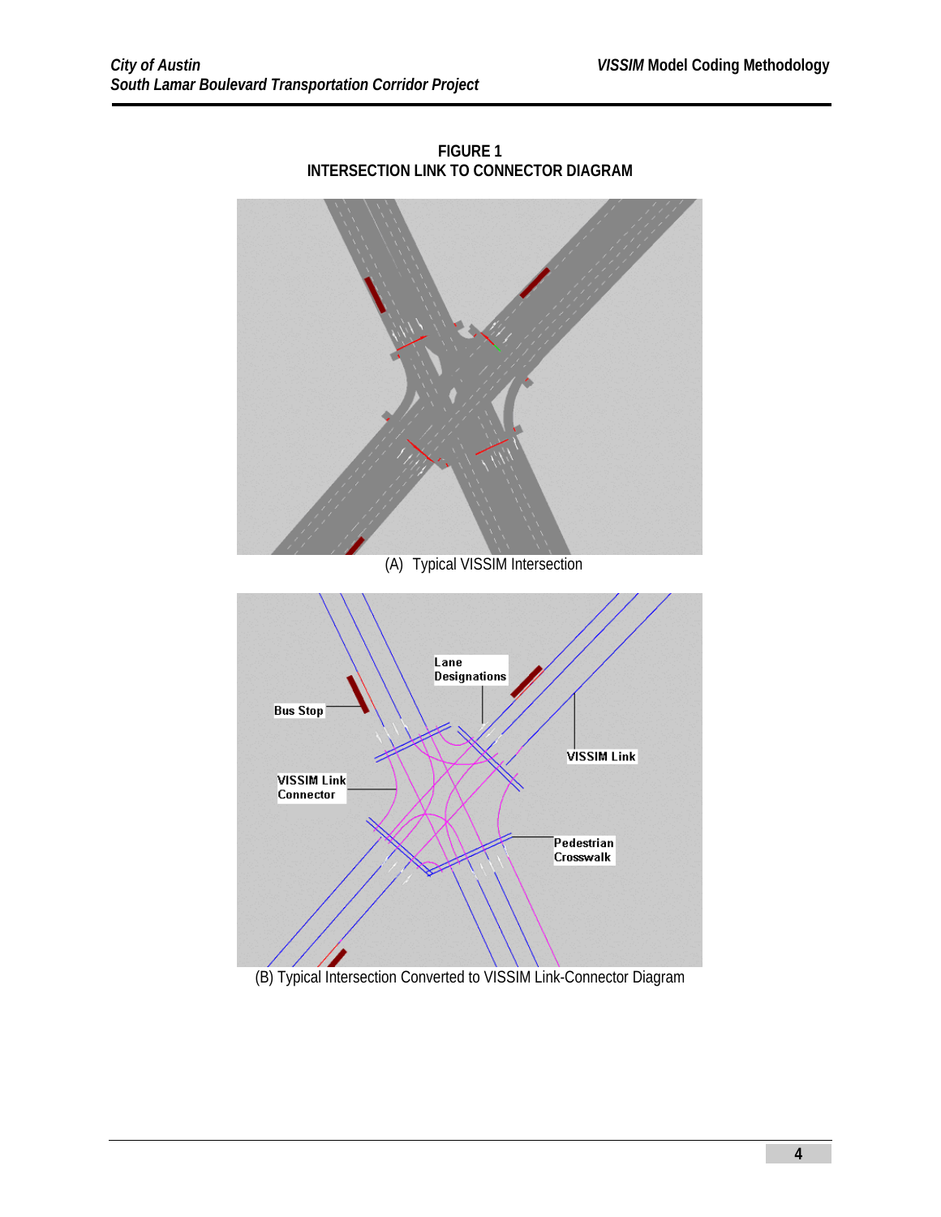**FIGURE 1**
**INTERSECTION LINK TO CONNECTOR DIAGRAM**

(A) Typical VISSIM Intersection

Lane Designations

Bus Stop

VISSIM Link

VISSIM Link Connector

Pedestrian Crosswalk

(B) Typical Intersection Converted to VISSIM Link-Connector Diagram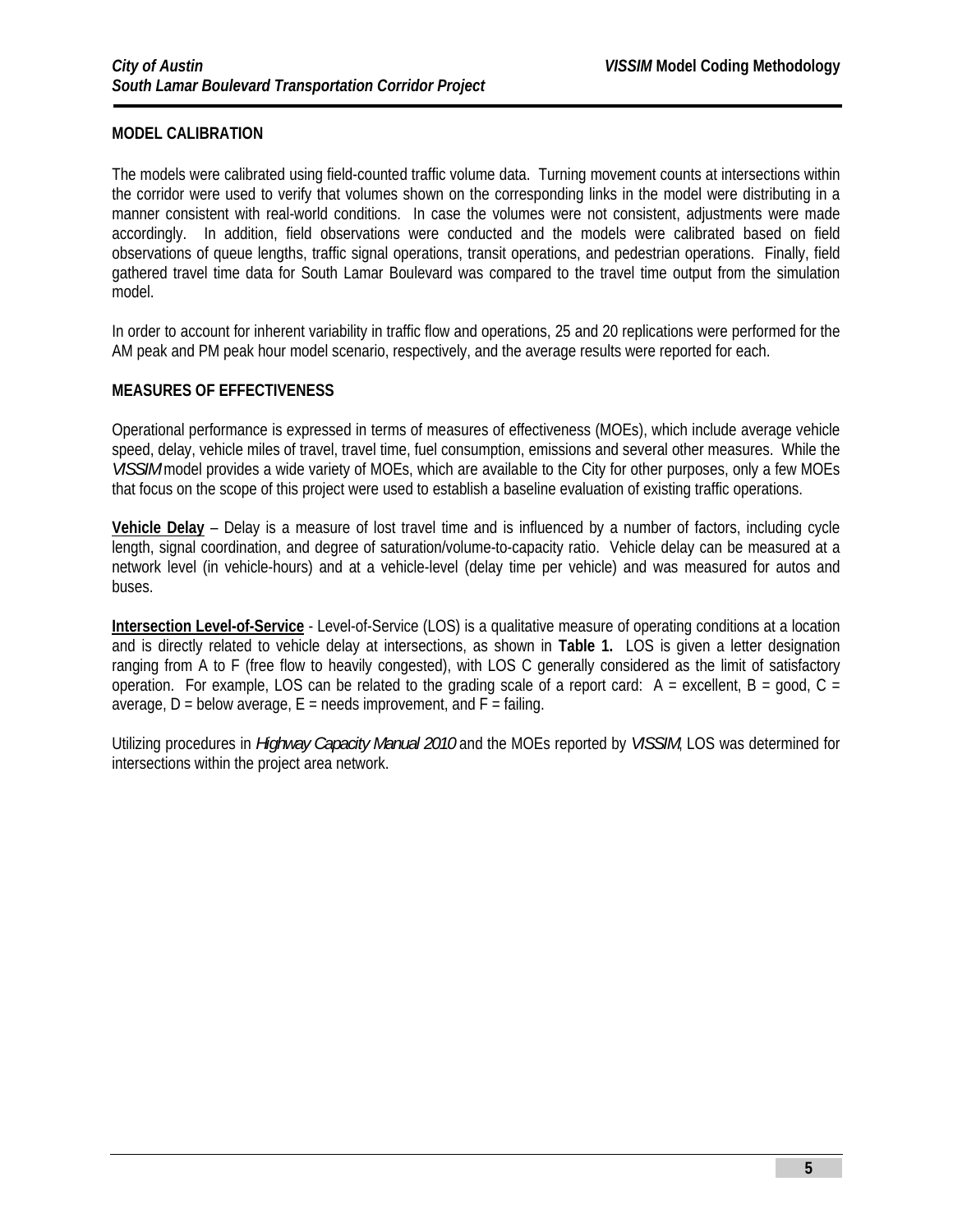## MODEL CALIBRATION

The models were calibrated using field-counted traffic volume data. Turning movement counts at intersections within the corridor were used to verify that volumes shown on the corresponding links in the model were distributing in a manner consistent with real-world conditions. In case the volumes were not consistent, adjustments were made accordingly. In addition, field observations were conducted and the models were calibrated based on field observations of queue lengths, traffic signal operations, transit operations, and pedestrian operations. Finally, field gathered travel time data for South Lamar Boulevard was compared to the travel time output from the simulation model.

In order to account for inherent variability in traffic flow and operations, 25 and 20 replications were performed for the AM peak and PM peak hour model scenario, respectively, and the average results were reported for each.

## MEASURES OF EFFECTIVENESS

Operational performance is expressed in terms of measures of effectiveness (MOEs), which include average vehicle speed, delay, vehicle miles of travel, travel time, fuel consumption, emissions and several other measures. While the *VISSIM* model provides a wide variety of MOEs, which are available to the City for other purposes, only a few MOEs that focus on the scope of this project were used to establish a baseline evaluation of existing traffic operations.

**Vehicle Delay** – Delay is a measure of lost travel time and is influenced by a number of factors, including cycle length, signal coordination, and degree of saturation/volume-to-capacity ratio. Vehicle delay can be measured at a network level (in vehicle-hours) and at a vehicle-level (delay time per vehicle) and was measured for autos and buses.

**Intersection Level-of-Service** - Level-of-Service (LOS) is a qualitative measure of operating conditions at a location and is directly related to vehicle delay at intersections, as shown in **Table 1.** LOS is given a letter designation ranging from A to F (free flow to heavily congested), with LOS C generally considered as the limit of satisfactory operation. For example, LOS can be related to the grading scale of a report card: A = excellent, B = good, C = average, D = below average, E = needs improvement, and F = failing.

Utilizing procedures in *Highway Capacity Manual 2010* and the MOEs reported by *VISSIM*, LOS was determined for intersections within the project area network.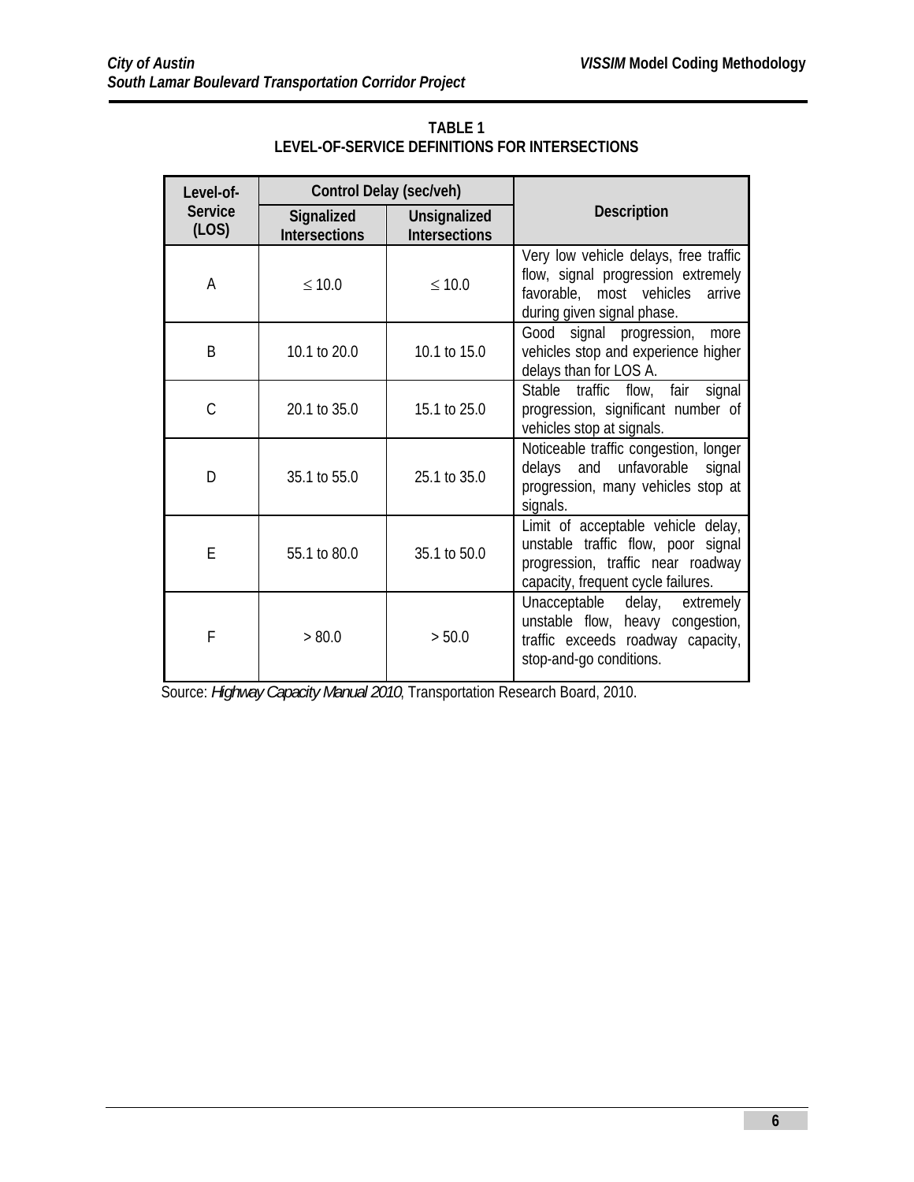**TABLE 1**
**LEVEL-OF-SERVICE DEFINITIONS FOR INTERSECTIONS**

| Level-of-Service (LOS) | Control Delay (sec/veh) | | Description |
|---|---|---|---|
| | Signalized Intersections | Unsignalized Intersections | |
| A | ≤ 10.0 | ≤ 10.0 | Very low vehicle delays, free traffic flow, signal progression extremely favorable, most vehicles arrive during given signal phase. |
| B | 10.1 to 20.0 | 10.1 to 15.0 | Good signal progression, more vehicles stop and experience higher delays than for LOS A. |
| C | 20.1 to 35.0 | 15.1 to 25.0 | Stable traffic flow, fair signal progression, significant number of vehicles stop at signals. |
| D | 35.1 to 55.0 | 25.1 to 35.0 | Noticeable traffic congestion, longer delays and unfavorable signal progression, many vehicles stop at signals. |
| E | 55.1 to 80.0 | 35.1 to 50.0 | Limit of acceptable vehicle delay, unstable traffic flow, poor signal progression, traffic near roadway capacity, frequent cycle failures. |
| F | > 80.0 | > 50.0 | Unacceptable delay, extremely unstable flow, heavy congestion, traffic exceeds roadway capacity, stop-and-go conditions. |

Source: *Highway Capacity Manual 2010*, Transportation Research Board, 2010.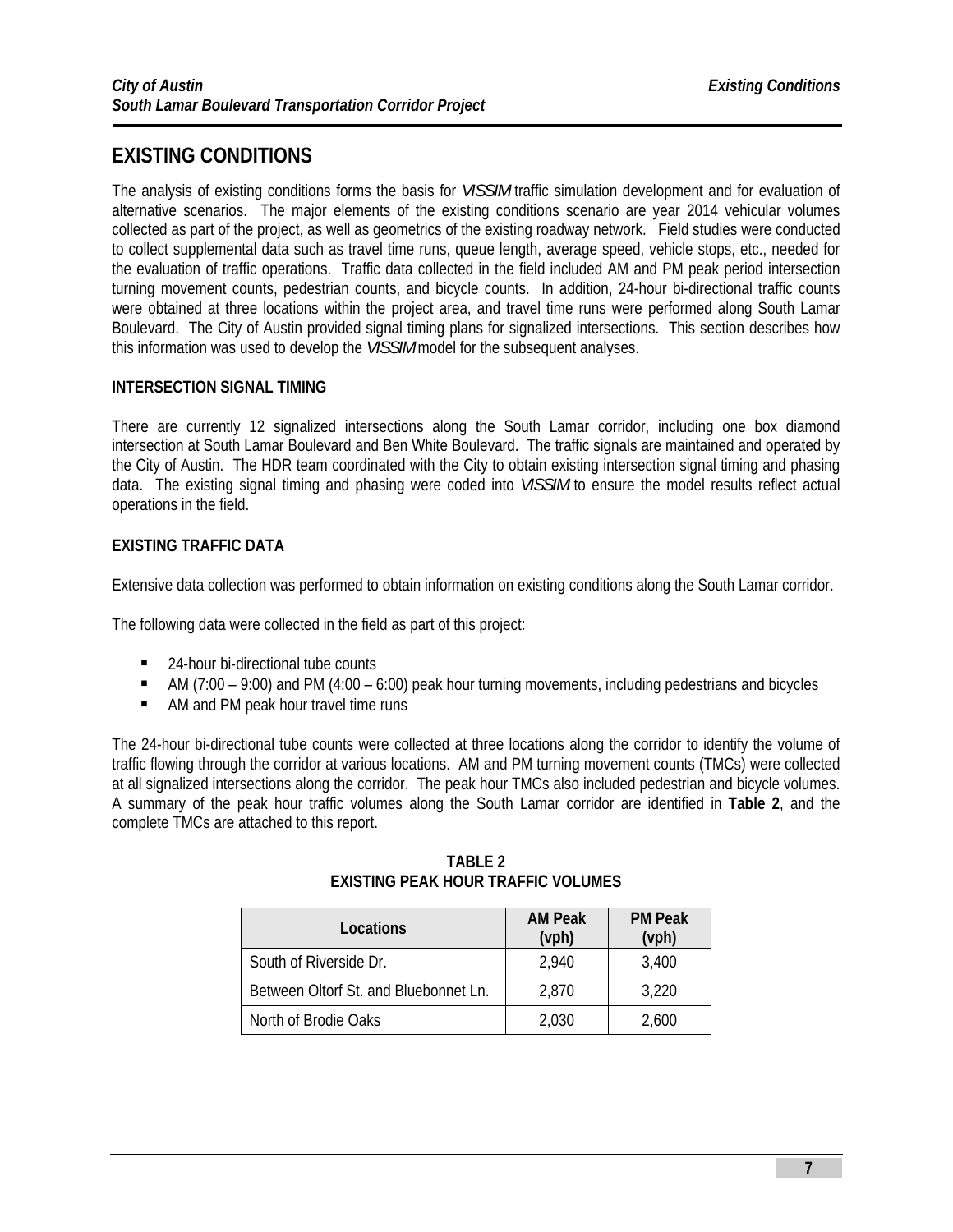# EXISTING CONDITIONS

The analysis of existing conditions forms the basis for *VISSIM* traffic simulation development and for evaluation of alternative scenarios. The major elements of the existing conditions scenario are year 2014 vehicular volumes collected as part of the project, as well as geometrics of the existing roadway network. Field studies were conducted to collect supplemental data such as travel time runs, queue length, average speed, vehicle stops, etc., needed for the evaluation of traffic operations. Traffic data collected in the field included AM and PM peak period intersection turning movement counts, pedestrian counts, and bicycle counts. In addition, 24-hour bi-directional traffic counts were obtained at three locations within the project area, and travel time runs were performed along South Lamar Boulevard. The City of Austin provided signal timing plans for signalized intersections. This section describes how this information was used to develop the *VISSIM* model for the subsequent analyses.

## INTERSECTION SIGNAL TIMING

There are currently 12 signalized intersections along the South Lamar corridor, including one box diamond intersection at South Lamar Boulevard and Ben White Boulevard. The traffic signals are maintained and operated by the City of Austin. The HDR team coordinated with the City to obtain existing intersection signal timing and phasing data. The existing signal timing and phasing were coded into *VISSIM* to ensure the model results reflect actual operations in the field.

## EXISTING TRAFFIC DATA

Extensive data collection was performed to obtain information on existing conditions along the South Lamar corridor.

The following data were collected in the field as part of this project:

- 24-hour bi-directional tube counts
- AM (7:00 – 9:00) and PM (4:00 – 6:00) peak hour turning movements, including pedestrians and bicycles
- AM and PM peak hour travel time runs

The 24-hour bi-directional tube counts were collected at three locations along the corridor to identify the volume of traffic flowing through the corridor at various locations. AM and PM turning movement counts (TMCs) were collected at all signalized intersections along the corridor. The peak hour TMCs also included pedestrian and bicycle volumes. A summary of the peak hour traffic volumes along the South Lamar corridor are identified in **Table 2**, and the complete TMCs are attached to this report.

**TABLE 2**
**EXISTING PEAK HOUR TRAFFIC VOLUMES**

| Locations | AM Peak (vph) | PM Peak (vph) |
|---|---|---|
| South of Riverside Dr. | 2,940 | 3,400 |
| Between Oltorf St. and Bluebonnet Ln. | 2,870 | 3,220 |
| North of Brodie Oaks | 2,030 | 2,600 |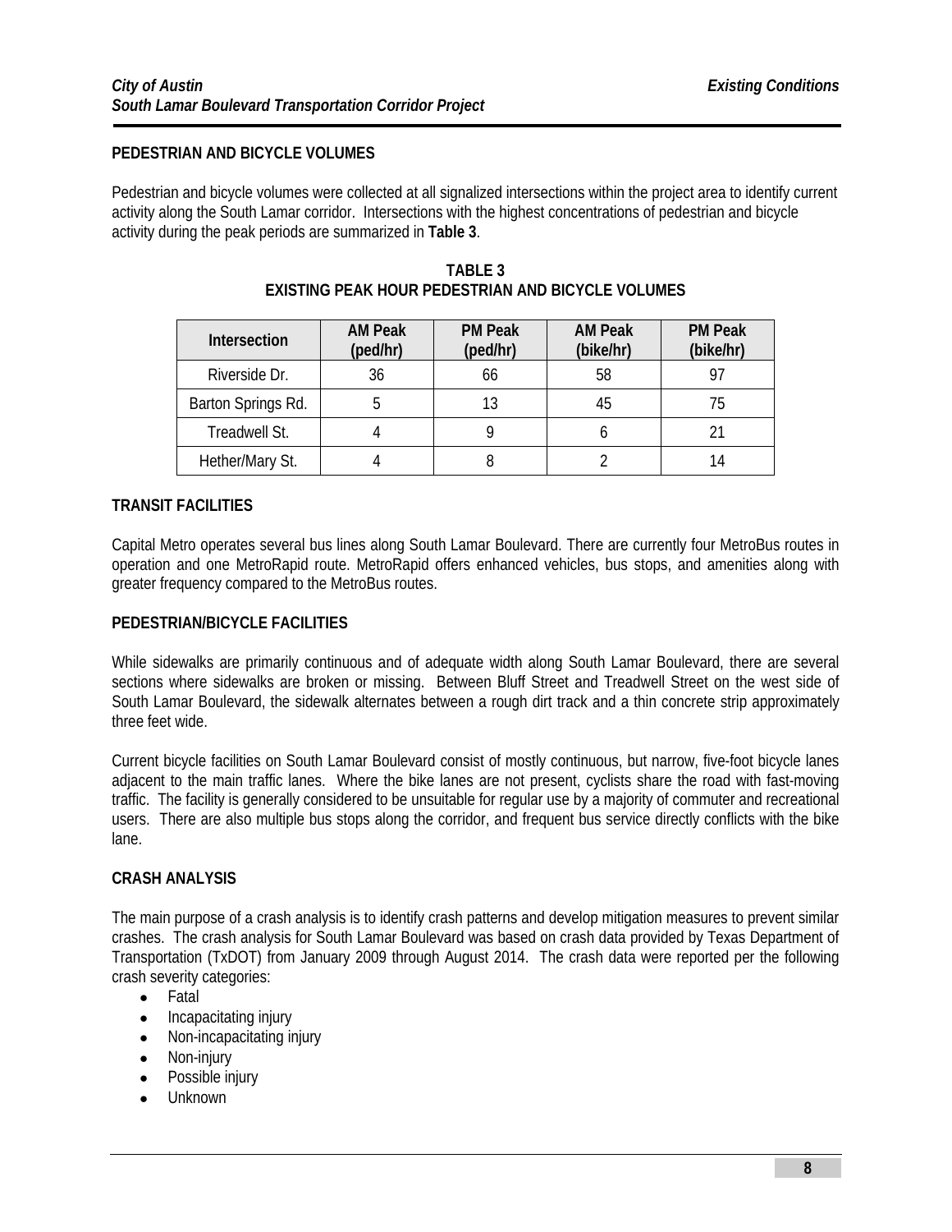## PEDESTRIAN AND BICYCLE VOLUMES

Pedestrian and bicycle volumes were collected at all signalized intersections within the project area to identify current activity along the South Lamar corridor. Intersections with the highest concentrations of pedestrian and bicycle activity during the peak periods are summarized in **Table 3**.

**TABLE 3**
**EXISTING PEAK HOUR PEDESTRIAN AND BICYCLE VOLUMES**

| Intersection | AM Peak (ped/hr) | PM Peak (ped/hr) | AM Peak (bike/hr) | PM Peak (bike/hr) |
|---|---|---|---|---|
| Riverside Dr. | 36 | 66 | 58 | 97 |
| Barton Springs Rd. | 5 | 13 | 45 | 75 |
| Treadwell St. | 4 | 9 | 6 | 21 |
| Hether/Mary St. | 4 | 8 | 2 | 14 |

## TRANSIT FACILITIES

Capital Metro operates several bus lines along South Lamar Boulevard. There are currently four MetroBus routes in operation and one MetroRapid route. MetroRapid offers enhanced vehicles, bus stops, and amenities along with greater frequency compared to the MetroBus routes.

## PEDESTRIAN/BICYCLE FACILITIES

While sidewalks are primarily continuous and of adequate width along South Lamar Boulevard, there are several sections where sidewalks are broken or missing. Between Bluff Street and Treadwell Street on the west side of South Lamar Boulevard, the sidewalk alternates between a rough dirt track and a thin concrete strip approximately three feet wide.

Current bicycle facilities on South Lamar Boulevard consist of mostly continuous, but narrow, five-foot bicycle lanes adjacent to the main traffic lanes. Where the bike lanes are not present, cyclists share the road with fast-moving traffic. The facility is generally considered to be unsuitable for regular use by a majority of commuter and recreational users. There are also multiple bus stops along the corridor, and frequent bus service directly conflicts with the bike lane.

## CRASH ANALYSIS

The main purpose of a crash analysis is to identify crash patterns and develop mitigation measures to prevent similar crashes. The crash analysis for South Lamar Boulevard was based on crash data provided by Texas Department of Transportation (TxDOT) from January 2009 through August 2014. The crash data were reported per the following crash severity categories:

- Fatal
- Incapacitating injury
- Non-incapacitating injury
- Non-injury
- Possible injury
- Unknown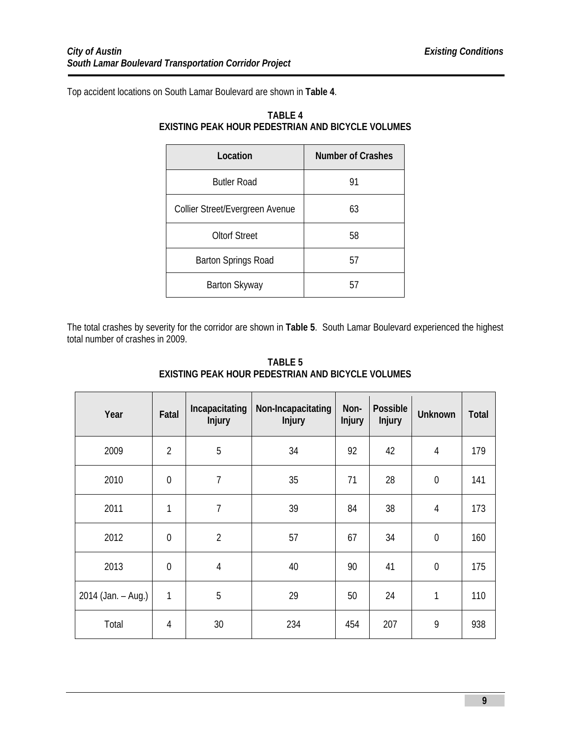Top accident locations on South Lamar Boulevard are shown in **Table 4**.

**TABLE 4**
**EXISTING PEAK HOUR PEDESTRIAN AND BICYCLE VOLUMES**

| Location | Number of Crashes |
|---|---|
| Butler Road | 91 |
| Collier Street/Evergreen Avenue | 63 |
| Oltorf Street | 58 |
| Barton Springs Road | 57 |
| Barton Skyway | 57 |

The total crashes by severity for the corridor are shown in **Table 5**. South Lamar Boulevard experienced the highest total number of crashes in 2009.

**TABLE 5**
**EXISTING PEAK HOUR PEDESTRIAN AND BICYCLE VOLUMES**

| Year | Fatal | Incapacitating Injury | Non-Incapacitating Injury | Non-Injury | Possible Injury | Unknown | Total |
|---|---|---|---|---|---|---|---|
| 2009 | 2 | 5 | 34 | 92 | 42 | 4 | 179 |
| 2010 | 0 | 7 | 35 | 71 | 28 | 0 | 141 |
| 2011 | 1 | 7 | 39 | 84 | 38 | 4 | 173 |
| 2012 | 0 | 2 | 57 | 67 | 34 | 0 | 160 |
| 2013 | 0 | 4 | 40 | 90 | 41 | 0 | 175 |
| 2014 (Jan. – Aug.) | 1 | 5 | 29 | 50 | 24 | 1 | 110 |
| Total | 4 | 30 | 234 | 454 | 207 | 9 | 938 |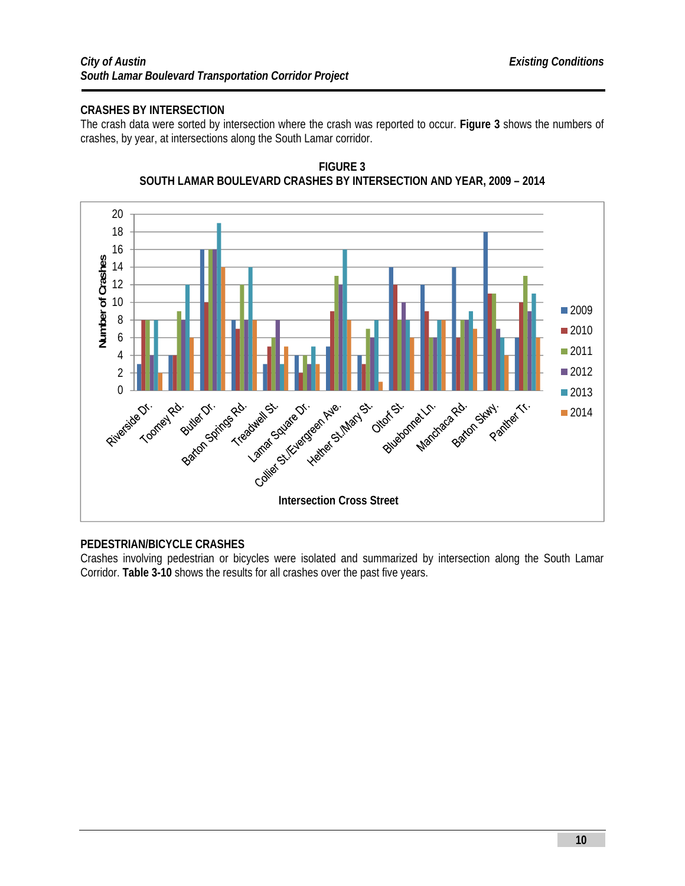## CRASHES BY INTERSECTION

The crash data were sorted by intersection where the crash was reported to occur. **Figure 3** shows the numbers of crashes, by year, at intersections along the South Lamar corridor.

**FIGURE 3**
**SOUTH LAMAR BOULEVARD CRASHES BY INTERSECTION AND YEAR, 2009 – 2014**

| Intersection Cross Street | 2009 | 2010 | 2011 | 2012 | 2013 | 2014 |
|---|---|---|---|---|---|---|
| Riverside Dr. | 3 | 8 | 8 | 4 | 8 | 2 |
| Toomey Rd. | 4 | 4 | 9 | 8 | 12 | 6 |
| Butler Dr. | 16 | 10 | 16 | 16 | 19 | 14 |
| Barton Springs Rd. | 8 | 7 | 12 | 8 | 14 | 8 |
| Treadwell St. | 3 | 5 | 6 | 8 | 3 | 5 |
| Lamar Square Dr. | 4 | 2 | 4 | 3 | 5 | 3 |
| Collier St./Evergreen Ave. | 5 | 9 | 13 | 12 | 16 | 8 |
| Hether St./Mary St. | 4 | 3 | 7 | 6 | 8 | 1 |
| Oltorf St. | 14 | 12 | 8 | 10 | 8 | 6 |
| Bluebonnet Ln. | 12 | 9 | 6 | 6 | 8 | 8 |
| Manchaca Rd. | 14 | 6 | 8 | 8 | 9 | 7 |
| Barton Skwy. | 18 | 11 | 11 | 7 | 6 | 4 |
| Panther Tr. | 6 | 10 | 13 | 9 | 11 | 6 |

## PEDESTRIAN/BICYCLE CRASHES

Crashes involving pedestrian or bicycles were isolated and summarized by intersection along the South Lamar Corridor. **Table 3-10** shows the results for all crashes over the past five years.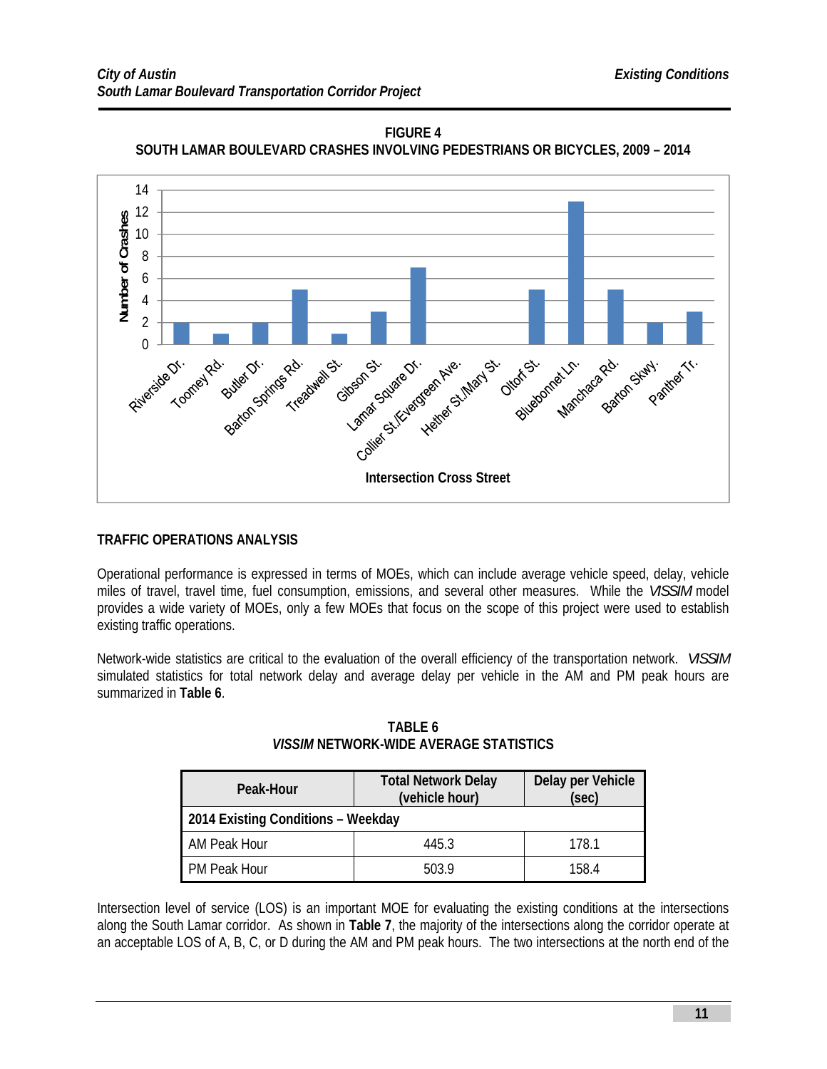**FIGURE 4**
**SOUTH LAMAR BOULEVARD CRASHES INVOLVING PEDESTRIANS OR BICYCLES, 2009 – 2014**

| Intersection Cross Street | Number of Crashes |
|---|---|
| Riverside Dr. | 2 |
| Toomey Rd. | 1 |
| Butler Dr. | 2 |
| Barton Springs Rd. | 5 |
| Treadwell St. | 1 |
| Gibson St. | 3 |
| Lamar Square Dr. | 7 |
| Collier St./Evergreen Ave. | 0 |
| Hether St./Mary St. | 0 |
| Oltorf St. | 5 |
| Bluebonnet Ln. | 13 |
| Manchaca Rd. | 5 |
| Barton Skwy. | 2 |
| Panther Tr. | 3 |

## TRAFFIC OPERATIONS ANALYSIS

Operational performance is expressed in terms of MOEs, which can include average vehicle speed, delay, vehicle miles of travel, travel time, fuel consumption, emissions, and several other measures. While the *VISSIM* model provides a wide variety of MOEs, only a few MOEs that focus on the scope of this project were used to establish existing traffic operations.

Network-wide statistics are critical to the evaluation of the overall efficiency of the transportation network. *VISSIM* simulated statistics for total network delay and average delay per vehicle in the AM and PM peak hours are summarized in **Table 6**.

**TABLE 6**
***VISSIM* NETWORK-WIDE AVERAGE STATISTICS**

| Peak-Hour | Total Network Delay (vehicle hour) | Delay per Vehicle (sec) |
|---|---|---|
| **2014 Existing Conditions – Weekday** | | |
| AM Peak Hour | 445.3 | 178.1 |
| PM Peak Hour | 503.9 | 158.4 |

Intersection level of service (LOS) is an important MOE for evaluating the existing conditions at the intersections along the South Lamar corridor. As shown in **Table 7**, the majority of the intersections along the corridor operate at an acceptable LOS of A, B, C, or D during the AM and PM peak hours. The two intersections at the north end of the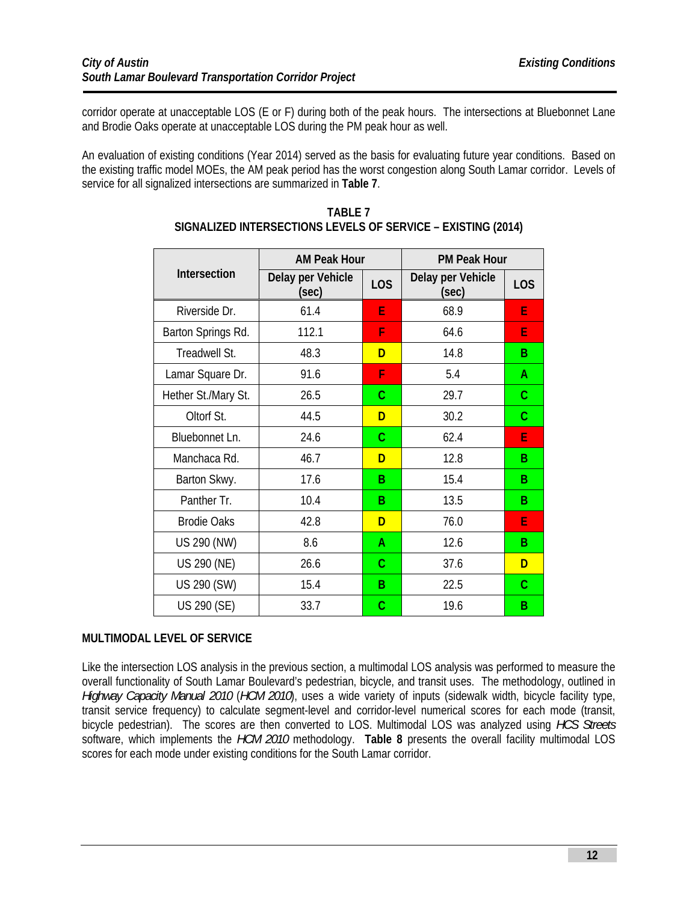corridor operate at unacceptable LOS (E or F) during both of the peak hours. The intersections at Bluebonnet Lane and Brodie Oaks operate at unacceptable LOS during the PM peak hour as well.

An evaluation of existing conditions (Year 2014) served as the basis for evaluating future year conditions. Based on the existing traffic model MOEs, the AM peak period has the worst congestion along South Lamar corridor. Levels of service for all signalized intersections are summarized in **Table 7**.

**TABLE 7**
**SIGNALIZED INTERSECTIONS LEVELS OF SERVICE – EXISTING (2014)**

| Intersection | AM Peak Hour | | PM Peak Hour | |
|---|---|---|---|---|
| | Delay per Vehicle (sec) | LOS | Delay per Vehicle (sec) | LOS |
| Riverside Dr. | 61.4 | E | 68.9 | E |
| Barton Springs Rd. | 112.1 | F | 64.6 | E |
| Treadwell St. | 48.3 | D | 14.8 | B |
| Lamar Square Dr. | 91.6 | F | 5.4 | A |
| Hether St./Mary St. | 26.5 | C | 29.7 | C |
| Oltorf St. | 44.5 | D | 30.2 | C |
| Bluebonnet Ln. | 24.6 | C | 62.4 | E |
| Manchaca Rd. | 46.7 | D | 12.8 | B |
| Barton Skwy. | 17.6 | B | 15.4 | B |
| Panther Tr. | 10.4 | B | 13.5 | B |
| Brodie Oaks | 42.8 | D | 76.0 | E |
| US 290 (NW) | 8.6 | A | 12.6 | B |
| US 290 (NE) | 26.6 | C | 37.6 | D |
| US 290 (SW) | 15.4 | B | 22.5 | C |
| US 290 (SE) | 33.7 | C | 19.6 | B |

## MULTIMODAL LEVEL OF SERVICE

Like the intersection LOS analysis in the previous section, a multimodal LOS analysis was performed to measure the overall functionality of South Lamar Boulevard's pedestrian, bicycle, and transit uses. The methodology, outlined in *Highway Capacity Manual 2010* (*HCM 2010*), uses a wide variety of inputs (sidewalk width, bicycle facility type, transit service frequency) to calculate segment-level and corridor-level numerical scores for each mode (transit, bicycle pedestrian). The scores are then converted to LOS. Multimodal LOS was analyzed using *HCS Streets* software, which implements the *HCM 2010* methodology. **Table 8** presents the overall facility multimodal LOS scores for each mode under existing conditions for the South Lamar corridor.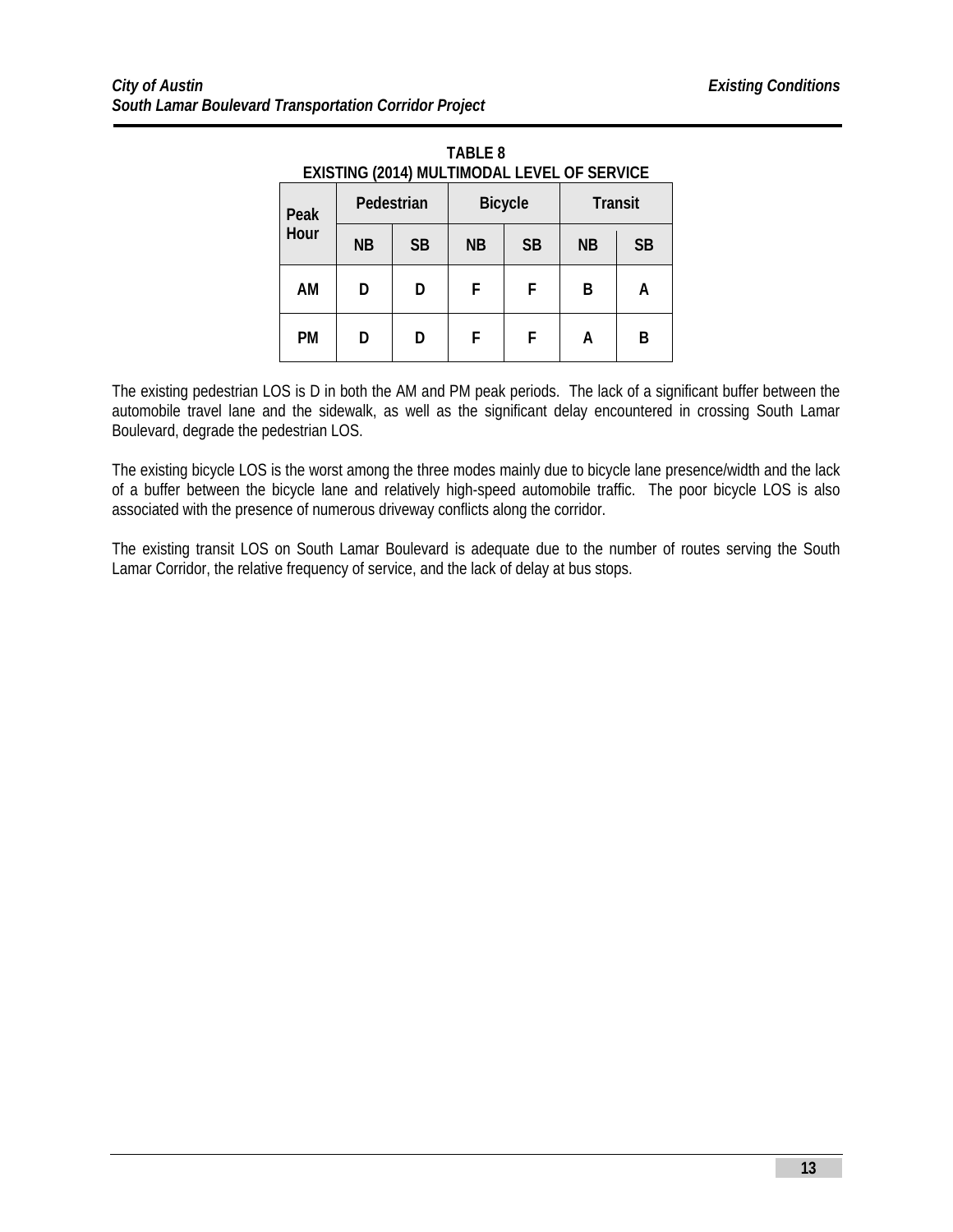**TABLE 8**
**EXISTING (2014) MULTIMODAL LEVEL OF SERVICE**

| Peak Hour | Pedestrian | | Bicycle | | Transit | |
|---|---|---|---|---|---|---|
| | NB | SB | NB | SB | NB | SB |
| AM | D | D | F | F | B | A |
| PM | D | D | F | F | A | B |

The existing pedestrian LOS is D in both the AM and PM peak periods. The lack of a significant buffer between the automobile travel lane and the sidewalk, as well as the significant delay encountered in crossing South Lamar Boulevard, degrade the pedestrian LOS.

The existing bicycle LOS is the worst among the three modes mainly due to bicycle lane presence/width and the lack of a buffer between the bicycle lane and relatively high-speed automobile traffic. The poor bicycle LOS is also associated with the presence of numerous driveway conflicts along the corridor.

The existing transit LOS on South Lamar Boulevard is adequate due to the number of routes serving the South Lamar Corridor, the relative frequency of service, and the lack of delay at bus stops.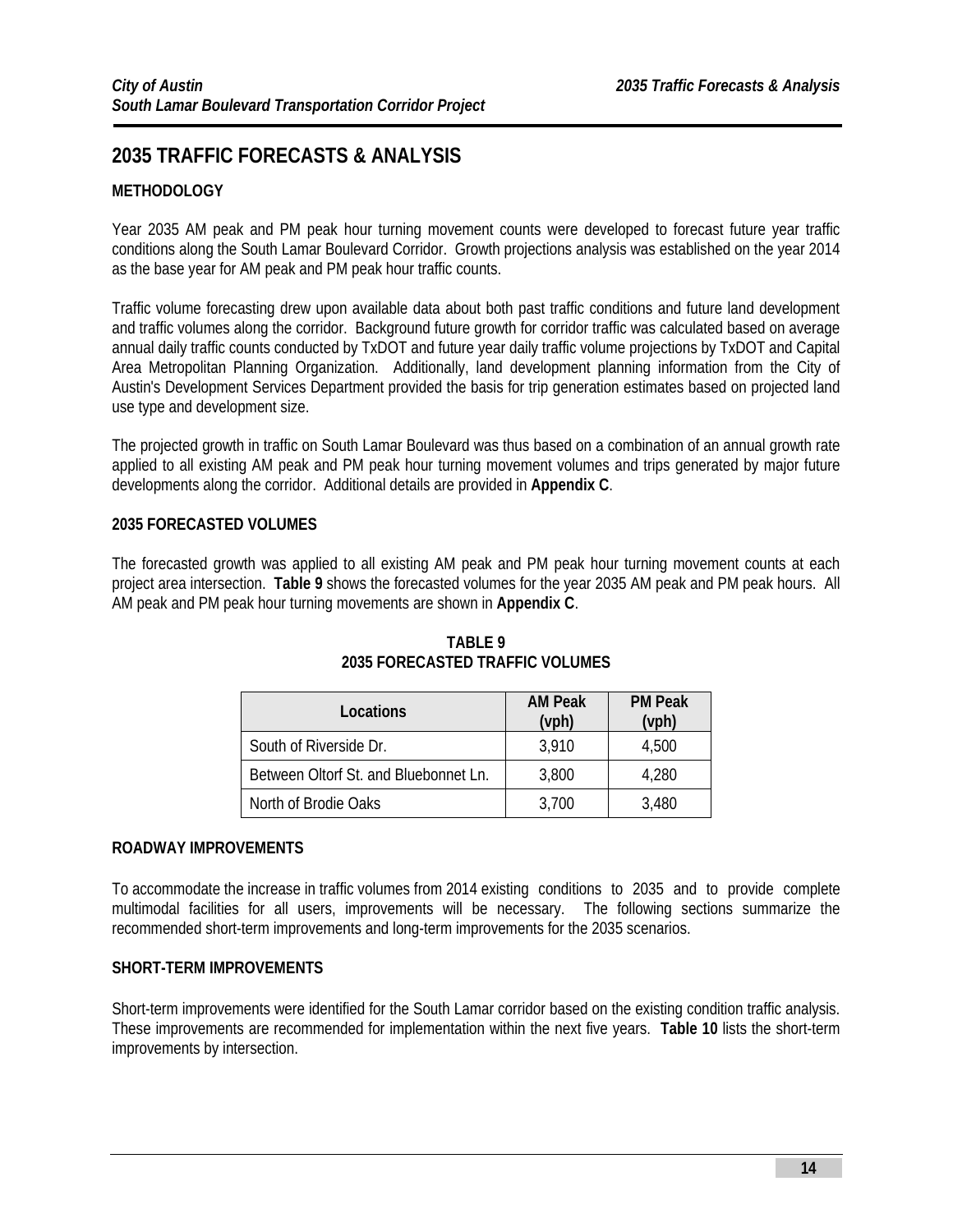# 2035 TRAFFIC FORECASTS & ANALYSIS

### METHODOLOGY

Year 2035 AM peak and PM peak hour turning movement counts were developed to forecast future year traffic conditions along the South Lamar Boulevard Corridor. Growth projections analysis was established on the year 2014 as the base year for AM peak and PM peak hour traffic counts.

Traffic volume forecasting drew upon available data about both past traffic conditions and future land development and traffic volumes along the corridor. Background future growth for corridor traffic was calculated based on average annual daily traffic counts conducted by TxDOT and future year daily traffic volume projections by TxDOT and Capital Area Metropolitan Planning Organization. Additionally, land development planning information from the City of Austin's Development Services Department provided the basis for trip generation estimates based on projected land use type and development size.

The projected growth in traffic on South Lamar Boulevard was thus based on a combination of an annual growth rate applied to all existing AM peak and PM peak hour turning movement volumes and trips generated by major future developments along the corridor. Additional details are provided in **Appendix C**.

### 2035 FORECASTED VOLUMES

The forecasted growth was applied to all existing AM peak and PM peak hour turning movement counts at each project area intersection. **Table 9** shows the forecasted volumes for the year 2035 AM peak and PM peak hours. All AM peak and PM peak hour turning movements are shown in **Appendix C**.

**TABLE 9**
**2035 FORECASTED TRAFFIC VOLUMES**

| Locations | AM Peak (vph) | PM Peak (vph) |
|---|---|---|
| South of Riverside Dr. | 3,910 | 4,500 |
| Between Oltorf St. and Bluebonnet Ln. | 3,800 | 4,280 |
| North of Brodie Oaks | 3,700 | 3,480 |

### ROADWAY IMPROVEMENTS

To accommodate the increase in traffic volumes from 2014 existing conditions to 2035 and to provide complete multimodal facilities for all users, improvements will be necessary. The following sections summarize the recommended short-term improvements and long-term improvements for the 2035 scenarios.

### SHORT-TERM IMPROVEMENTS

Short-term improvements were identified for the South Lamar corridor based on the existing condition traffic analysis. These improvements are recommended for implementation within the next five years. **Table 10** lists the short-term improvements by intersection.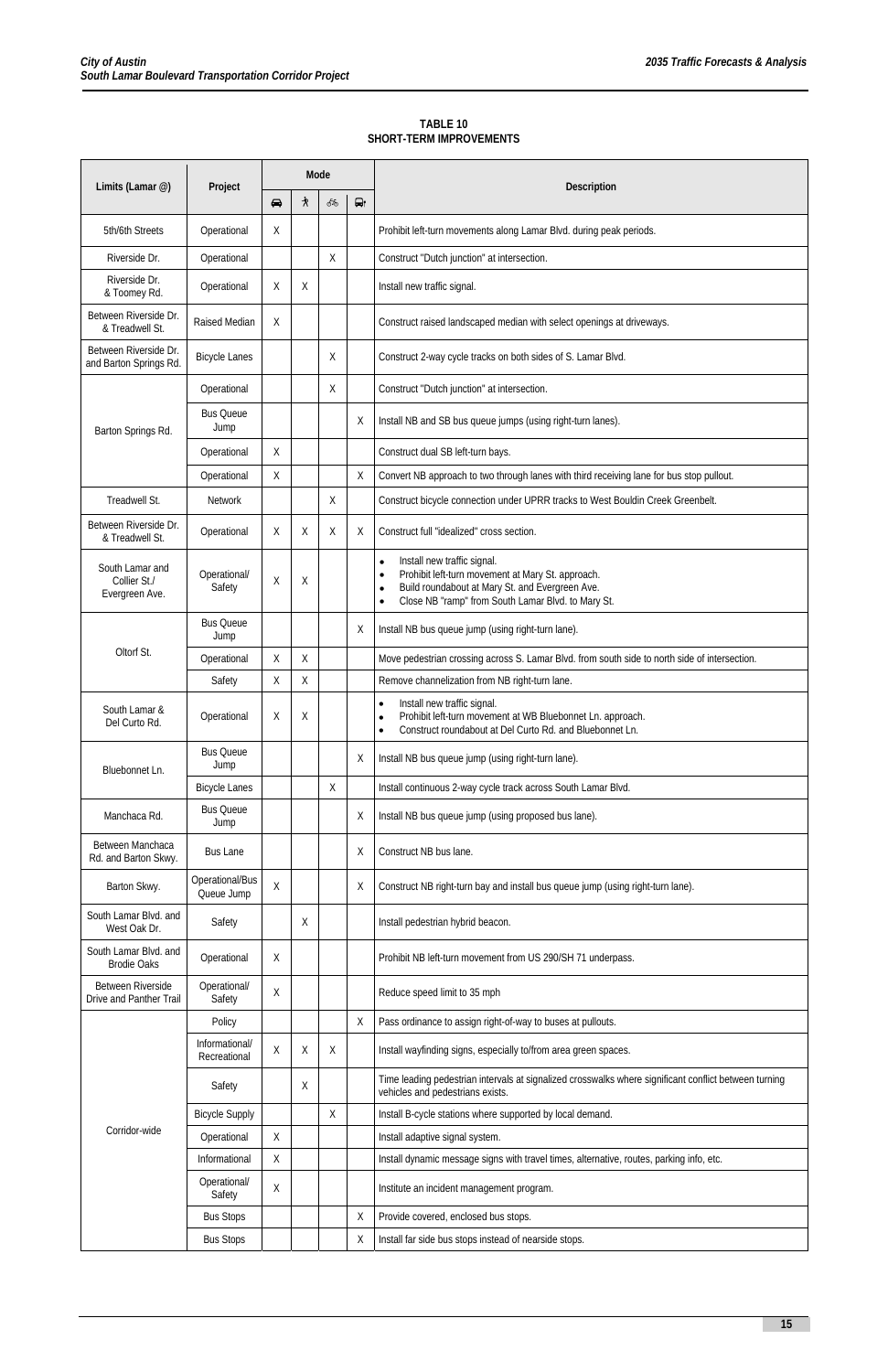**TABLE 10**
**SHORT-TERM IMPROVEMENTS**

| Limits (Lamar @) | Project | Mode | | | | Description |
|---|---|---|---|---|---|---|
| | | 🚗 | 🚶 | 🚲 | 🚌 | |
| 5th/6th Streets | Operational | X | | | | Prohibit left-turn movements along Lamar Blvd. during peak periods. |
| Riverside Dr. | Operational | | | X | | Construct "Dutch junction" at intersection. |
| Riverside Dr. & Toomey Rd. | Operational | X | X | | | Install new traffic signal. |
| Between Riverside Dr. & Treadwell St. | Raised Median | X | | | | Construct raised landscaped median with select openings at driveways. |
| Between Riverside Dr. and Barton Springs Rd. | Bicycle Lanes | | | X | | Construct 2-way cycle tracks on both sides of S. Lamar Blvd. |
| Barton Springs Rd. | Operational | | | X | | Construct "Dutch junction" at intersection. |
| | Bus Queue Jump | | | | X | Install NB and SB bus queue jumps (using right-turn lanes). |
| | Operational | X | | | | Construct dual SB left-turn bays. |
| | Operational | X | | | X | Convert NB approach to two through lanes with third receiving lane for bus stop pullout. |
| Treadwell St. | Network | | | X | | Construct bicycle connection under UPRR tracks to West Bouldin Creek Greenbelt. |
| Between Riverside Dr. & Treadwell St. | Operational | X | X | X | X | Construct full "idealized" cross section. |
| South Lamar and Collier St./ Evergreen Ave. | Operational/ Safety | X | X | | | • Install new traffic signal.<br>• Prohibit left-turn movement at Mary St. approach.<br>• Build roundabout at Mary St. and Evergreen Ave.<br>• Close NB "ramp" from South Lamar Blvd. to Mary St. |
| Oltorf St. | Bus Queue Jump | | | | X | Install NB bus queue jump (using right-turn lane). |
| | Operational | X | X | | | Move pedestrian crossing across S. Lamar Blvd. from south side to north side of intersection. |
| | Safety | X | X | | | Remove channelization from NB right-turn lane. |
| South Lamar & Del Curto Rd. | Operational | X | X | | | • Install new traffic signal.<br>• Prohibit left-turn movement at WB Bluebonnet Ln. approach.<br>• Construct roundabout at Del Curto Rd. and Bluebonnet Ln. |
| Bluebonnet Ln. | Bus Queue Jump | | | | X | Install NB bus queue jump (using right-turn lane). |
| | Bicycle Lanes | | | X | | Install continuous 2-way cycle track across South Lamar Blvd. |
| Manchaca Rd. | Bus Queue Jump | | | | X | Install NB bus queue jump (using proposed bus lane). |
| Between Manchaca Rd. and Barton Skwy. | Bus Lane | | | | X | Construct NB bus lane. |
| Barton Skwy. | Operational/Bus Queue Jump | X | | | X | Construct NB right-turn bay and install bus queue jump (using right-turn lane). |
| South Lamar Blvd. and West Oak Dr. | Safety | | X | | | Install pedestrian hybrid beacon. |
| South Lamar Blvd. and Brodie Oaks | Operational | X | | | | Prohibit NB left-turn movement from US 290/SH 71 underpass. |
| Between Riverside Drive and Panther Trail | Operational/ Safety | X | | | | Reduce speed limit to 35 mph |
| Corridor-wide | Policy | | | | X | Pass ordinance to assign right-of-way to buses at pullouts. |
| | Informational/ Recreational | X | X | X | | Install wayfinding signs, especially to/from area green spaces. |
| | Safety | | X | | | Time leading pedestrian intervals at signalized crosswalks where significant conflict between turning vehicles and pedestrians exists. |
| | Bicycle Supply | | | X | | Install B-cycle stations where supported by local demand. |
| | Operational | X | | | | Install adaptive signal system. |
| | Informational | X | | | | Install dynamic message signs with travel times, alternative, routes, parking info, etc. |
| | Operational/ Safety | X | | | | Institute an incident management program. |
| | Bus Stops | | | | X | Provide covered, enclosed bus stops. |
| | Bus Stops | | | | X | Install far side bus stops instead of nearside stops. |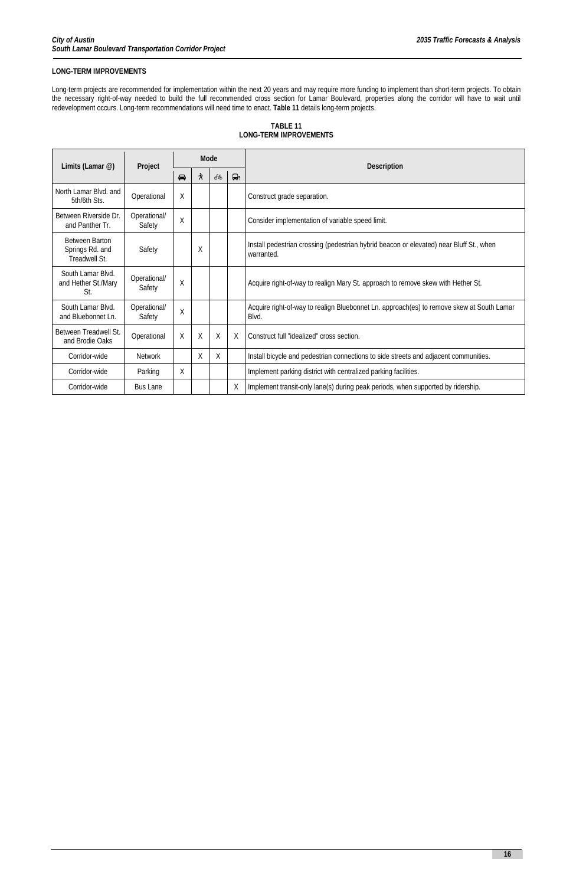## LONG-TERM IMPROVEMENTS

Long-term projects are recommended for implementation within the next 20 years and may require more funding to implement than short-term projects. To obtain the necessary right-of-way needed to build the full recommended cross section for Lamar Boulevard, properties along the corridor will have to wait until redevelopment occurs. Long-term recommendations will need time to enact. **Table 11** details long-term projects.

**TABLE 11**
**LONG-TERM IMPROVEMENTS**

| Limits (Lamar @) | Project | Mode | | | | Description |
|---|---|---|---|---|---|---|
| | | Auto | Pedestrian | Bicycle | Transit | |
| North Lamar Blvd. and 5th/6th Sts. | Operational | X | | | | Construct grade separation. |
| Between Riverside Dr. and Panther Tr. | Operational/ Safety | X | | | | Consider implementation of variable speed limit. |
| Between Barton Springs Rd. and Treadwell St. | Safety | | X | | | Install pedestrian crossing (pedestrian hybrid beacon or elevated) near Bluff St., when warranted. |
| South Lamar Blvd. and Hether St./Mary St. | Operational/ Safety | X | | | | Acquire right-of-way to realign Mary St. approach to remove skew with Hether St. |
| South Lamar Blvd. and Bluebonnet Ln. | Operational/ Safety | X | | | | Acquire right-of-way to realign Bluebonnet Ln. approach(es) to remove skew at South Lamar Blvd. |
| Between Treadwell St. and Brodie Oaks | Operational | X | X | X | X | Construct full "idealized" cross section. |
| Corridor-wide | Network | | X | X | | Install bicycle and pedestrian connections to side streets and adjacent communities. |
| Corridor-wide | Parking | X | | | | Implement parking district with centralized parking facilities. |
| Corridor-wide | Bus Lane | | | | X | Implement transit-only lane(s) during peak periods, when supported by ridership. |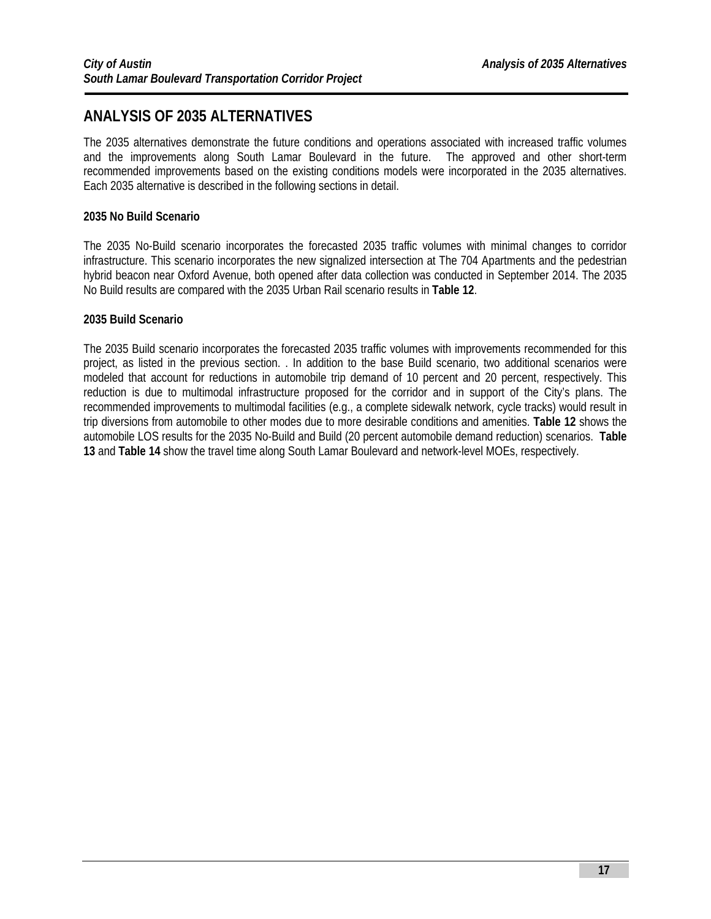# ANALYSIS OF 2035 ALTERNATIVES

The 2035 alternatives demonstrate the future conditions and operations associated with increased traffic volumes and the improvements along South Lamar Boulevard in the future. The approved and other short-term recommended improvements based on the existing conditions models were incorporated in the 2035 alternatives. Each 2035 alternative is described in the following sections in detail.

### 2035 No Build Scenario

The 2035 No-Build scenario incorporates the forecasted 2035 traffic volumes with minimal changes to corridor infrastructure. This scenario incorporates the new signalized intersection at The 704 Apartments and the pedestrian hybrid beacon near Oxford Avenue, both opened after data collection was conducted in September 2014. The 2035 No Build results are compared with the 2035 Urban Rail scenario results in **Table 12**.

### 2035 Build Scenario

The 2035 Build scenario incorporates the forecasted 2035 traffic volumes with improvements recommended for this project, as listed in the previous section. . In addition to the base Build scenario, two additional scenarios were modeled that account for reductions in automobile trip demand of 10 percent and 20 percent, respectively. This reduction is due to multimodal infrastructure proposed for the corridor and in support of the City's plans. The recommended improvements to multimodal facilities (e.g., a complete sidewalk network, cycle tracks) would result in trip diversions from automobile to other modes due to more desirable conditions and amenities. **Table 12** shows the automobile LOS results for the 2035 No-Build and Build (20 percent automobile demand reduction) scenarios. **Table 13** and **Table 14** show the travel time along South Lamar Boulevard and network-level MOEs, respectively.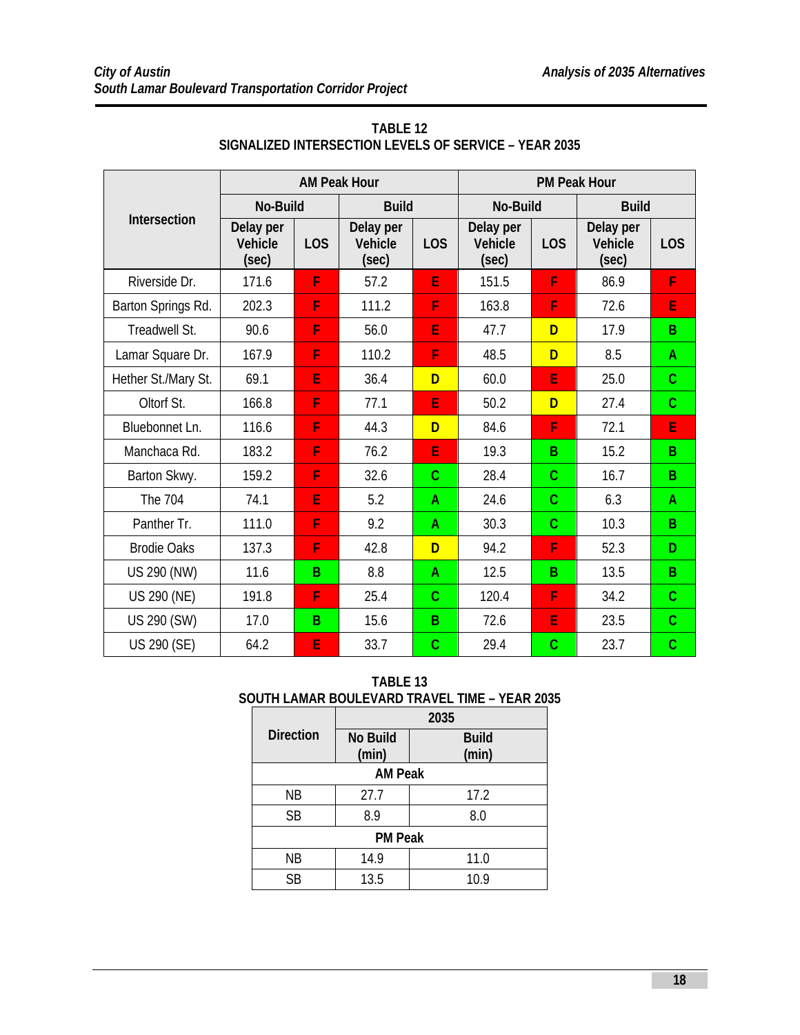**TABLE 12**
**SIGNALIZED INTERSECTION LEVELS OF SERVICE – YEAR 2035**

| Intersection | AM Peak Hour | | | | PM Peak Hour | | | |
|---|---|---|---|---|---|---|---|---|
| | No-Build | | Build | | No-Build | | Build | |
| | Delay per Vehicle (sec) | LOS | Delay per Vehicle (sec) | LOS | Delay per Vehicle (sec) | LOS | Delay per Vehicle (sec) | LOS |
| Riverside Dr. | 171.6 | F | 57.2 | E | 151.5 | F | 86.9 | F |
| Barton Springs Rd. | 202.3 | F | 111.2 | F | 163.8 | F | 72.6 | E |
| Treadwell St. | 90.6 | F | 56.0 | E | 47.7 | D | 17.9 | B |
| Lamar Square Dr. | 167.9 | F | 110.2 | F | 48.5 | D | 8.5 | A |
| Hether St./Mary St. | 69.1 | E | 36.4 | D | 60.0 | E | 25.0 | C |
| Oltorf St. | 166.8 | F | 77.1 | E | 50.2 | D | 27.4 | C |
| Bluebonnet Ln. | 116.6 | F | 44.3 | D | 84.6 | F | 72.1 | E |
| Manchaca Rd. | 183.2 | F | 76.2 | E | 19.3 | B | 15.2 | B |
| Barton Skwy. | 159.2 | F | 32.6 | C | 28.4 | C | 16.7 | B |
| The 704 | 74.1 | E | 5.2 | A | 24.6 | C | 6.3 | A |
| Panther Tr. | 111.0 | F | 9.2 | A | 30.3 | C | 10.3 | B |
| Brodie Oaks | 137.3 | F | 42.8 | D | 94.2 | F | 52.3 | D |
| US 290 (NW) | 11.6 | B | 8.8 | A | 12.5 | B | 13.5 | B |
| US 290 (NE) | 191.8 | F | 25.4 | C | 120.4 | F | 34.2 | C |
| US 290 (SW) | 17.0 | B | 15.6 | B | 72.6 | E | 23.5 | C |
| US 290 (SE) | 64.2 | E | 33.7 | C | 29.4 | C | 23.7 | C |

**TABLE 13**
**SOUTH LAMAR BOULEVARD TRAVEL TIME – YEAR 2035**

| Direction | 2035 | |
|---|---|---|
| | No Build (min) | Build (min) |
| **AM Peak** | | |
| NB | 27.7 | 17.2 |
| SB | 8.9 | 8.0 |
| **PM Peak** | | |
| NB | 14.9 | 11.0 |
| SB | 13.5 | 10.9 |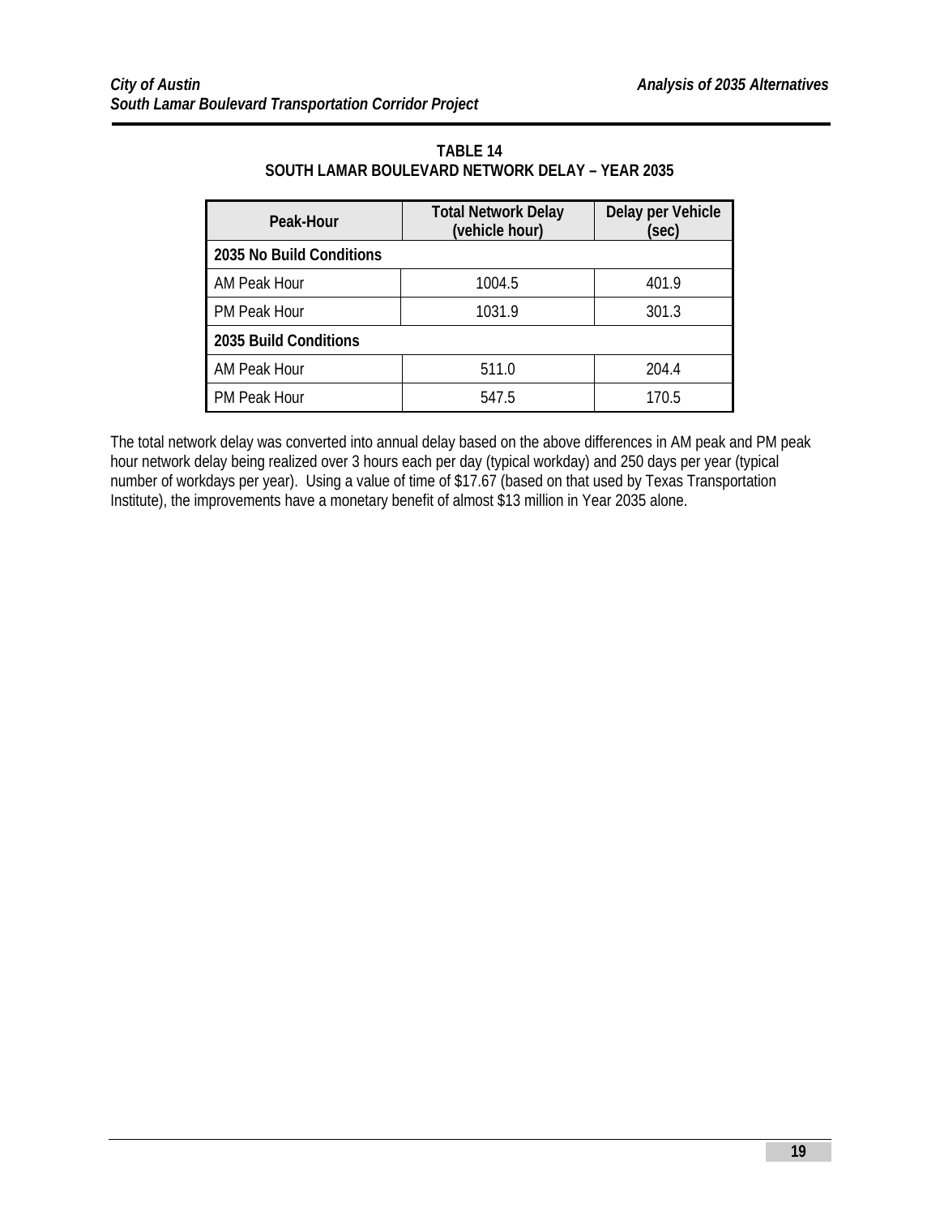**TABLE 14**
**SOUTH LAMAR BOULEVARD NETWORK DELAY – YEAR 2035**

| Peak-Hour | Total Network Delay (vehicle hour) | Delay per Vehicle (sec) |
|---|---|---|
| **2035 No Build Conditions** | | |
| AM Peak Hour | 1004.5 | 401.9 |
| PM Peak Hour | 1031.9 | 301.3 |
| **2035 Build Conditions** | | |
| AM Peak Hour | 511.0 | 204.4 |
| PM Peak Hour | 547.5 | 170.5 |

The total network delay was converted into annual delay based on the above differences in AM peak and PM peak hour network delay being realized over 3 hours each per day (typical workday) and 250 days per year (typical number of workdays per year). Using a value of time of $17.67 (based on that used by Texas Transportation Institute), the improvements have a monetary benefit of almost $13 million in Year 2035 alone.